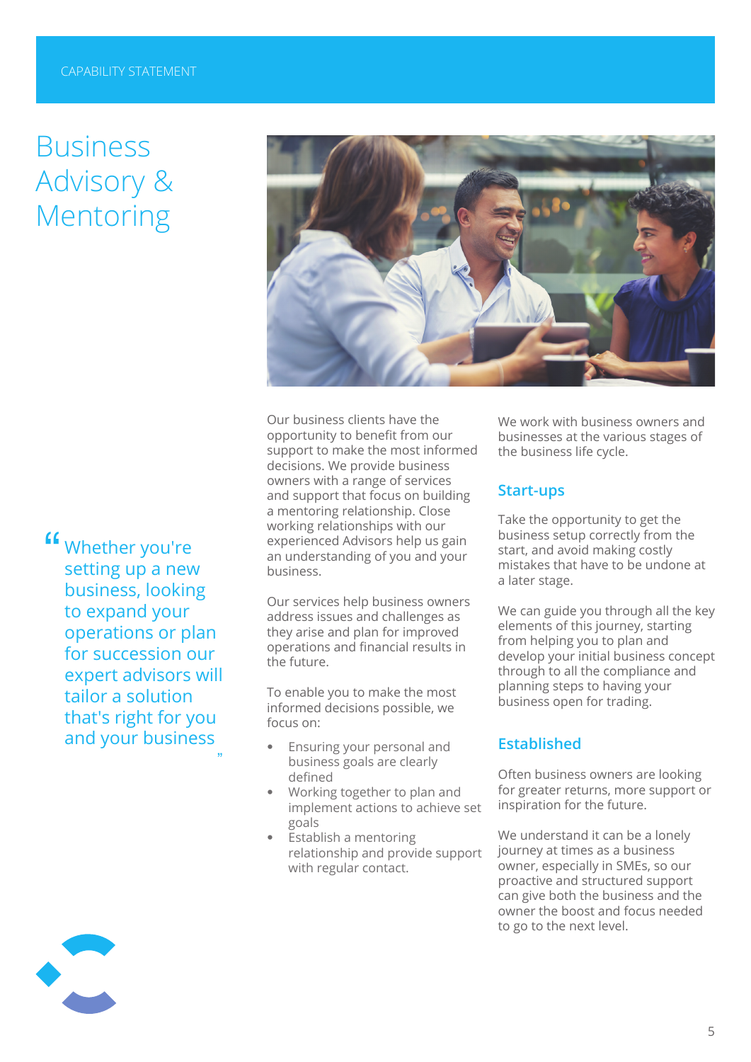CAPABILITY STATEMENT

# Business Advisory & Mentoring

> "Whether you're setting up a new business, looking to expand your operations or plan for succession our expert advisors will tailor a solution that's right for you and your business"

Our business clients have the opportunity to benefit from our support to make the most informed decisions. We provide business owners with a range of services and support that focus on building a mentoring relationship. Close working relationships with our experienced Advisors help us gain an understanding of you and your business.

Our services help business owners address issues and challenges as they arise and plan for improved operations and financial results in the future.

To enable you to make the most informed decisions possible, we focus on:

- Ensuring your personal and business goals are clearly defined
- Working together to plan and implement actions to achieve set goals
- Establish a mentoring relationship and provide support with regular contact.

We work with business owners and businesses at the various stages of the business life cycle.

## Start-ups

Take the opportunity to get the business setup correctly from the start, and avoid making costly mistakes that have to be undone at a later stage.

We can guide you through all the key elements of this journey, starting from helping you to plan and develop your initial business concept through to all the compliance and planning steps to having your business open for trading.

## Established

Often business owners are looking for greater returns, more support or inspiration for the future.

We understand it can be a lonely journey at times as a business owner, especially in SMEs, so our proactive and structured support can give both the business and the owner the boost and focus needed to go to the next level.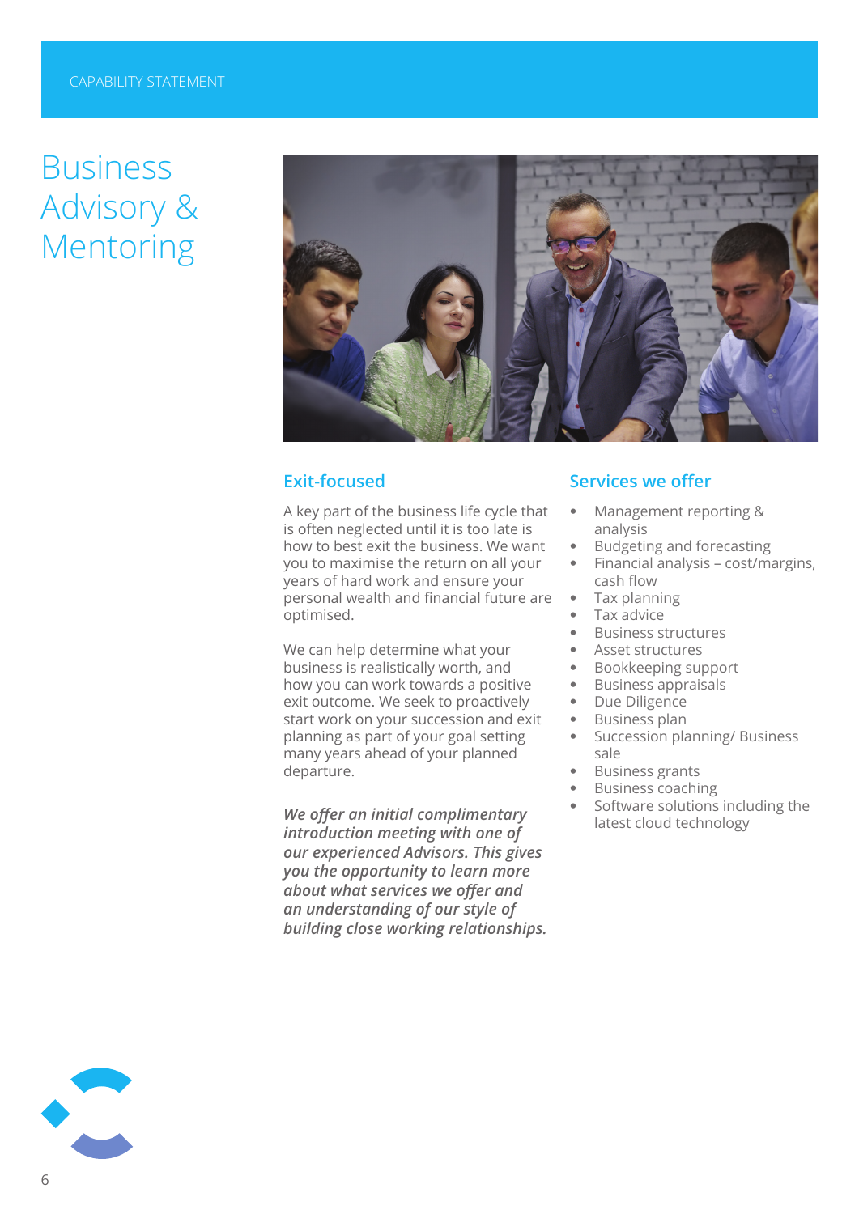# Business Advisory & Mentoring

## Exit-focused

A key part of the business life cycle that is often neglected until it is too late is how to best exit the business. We want you to maximise the return on all your years of hard work and ensure your personal wealth and financial future are optimised.

We can help determine what your business is realistically worth, and how you can work towards a positive exit outcome. We seek to proactively start work on your succession and exit planning as part of your goal setting many years ahead of your planned departure.

***We offer an initial complimentary introduction meeting with one of our experienced Advisors. This gives you the opportunity to learn more about what services we offer and an understanding of our style of building close working relationships.***

## Services we offer

- Management reporting & analysis
- Budgeting and forecasting
- Financial analysis – cost/margins, cash flow
- Tax planning
- Tax advice
- Business structures
- Asset structures
- Bookkeeping support
- Business appraisals
- Due Diligence
- Business plan
- Succession planning/ Business sale
- Business grants
- Business coaching
- Software solutions including the latest cloud technology